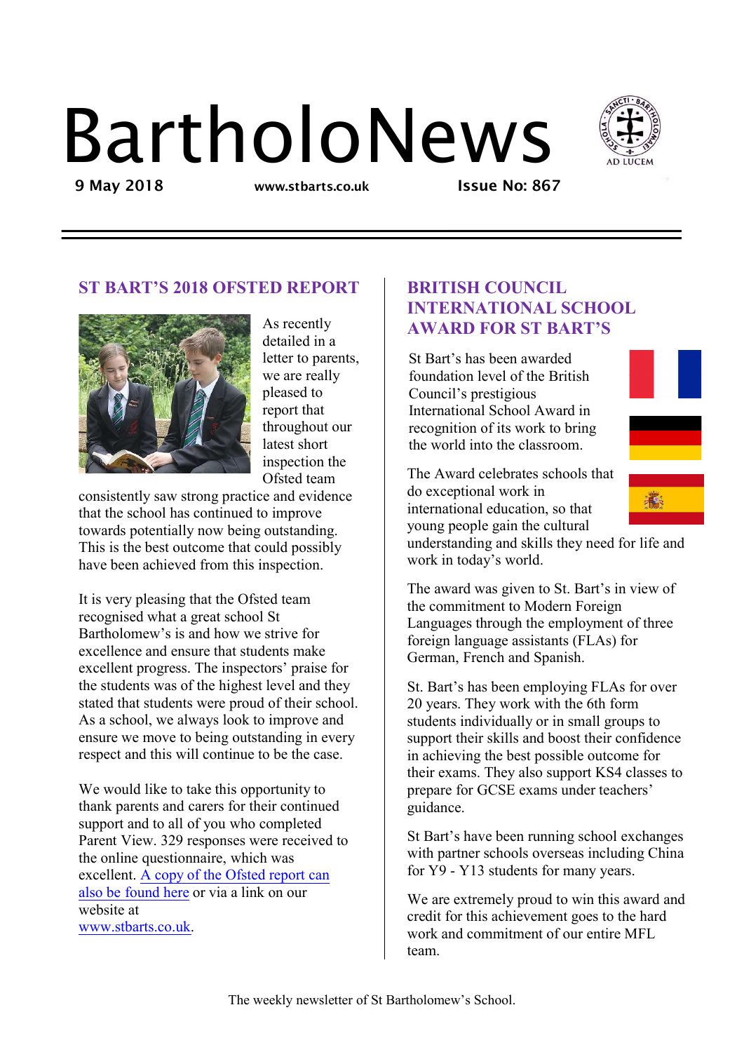# BartholoNews

9 May 2018 www.stbarts.co.uk Issue No: 867

## ST BART'S 2018 OFSTED REPORT

As recently detailed in a letter to parents, we are really pleased to report that throughout our latest short inspection the Ofsted team consistently saw strong practice and evidence that the school has continued to improve towards potentially now being outstanding. This is the best outcome that could possibly have been achieved from this inspection.

It is very pleasing that the Ofsted team recognised what a great school St Bartholomew's is and how we strive for excellence and ensure that students make excellent progress. The inspectors' praise for the students was of the highest level and they stated that students were proud of their school. As a school, we always look to improve and ensure we move to being outstanding in every respect and this will continue to be the case.

We would like to take this opportunity to thank parents and carers for their continued support and to all of you who completed Parent View. 329 responses were received to the online questionnaire, which was excellent. A copy of the Ofsted report can also be found here or via a link on our website at www.stbarts.co.uk.

## BRITISH COUNCIL INTERNATIONAL SCHOOL AWARD FOR ST BART'S

St Bart's has been awarded foundation level of the British Council's prestigious International School Award in recognition of its work to bring the world into the classroom.

The Award celebrates schools that do exceptional work in international education, so that young people gain the cultural understanding and skills they need for life and work in today's world.

The award was given to St. Bart's in view of the commitment to Modern Foreign Languages through the employment of three foreign language assistants (FLAs) for German, French and Spanish.

St. Bart's has been employing FLAs for over 20 years. They work with the 6th form students individually or in small groups to support their skills and boost their confidence in achieving the best possible outcome for their exams. They also support KS4 classes to prepare for GCSE exams under teachers' guidance.

St Bart's have been running school exchanges with partner schools overseas including China for Y9 - Y13 students for many years.

We are extremely proud to win this award and credit for this achievement goes to the hard work and commitment of our entire MFL team.

The weekly newsletter of St Bartholomew's School.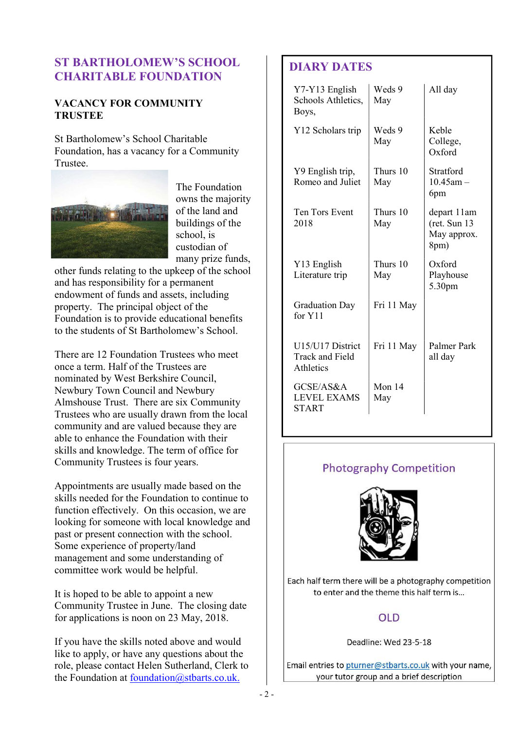## ST BARTHOLOMEW'S SCHOOL CHARITABLE FOUNDATION

### VACANCY FOR COMMUNITY TRUSTEE

St Bartholomew's School Charitable Foundation, has a vacancy for a Community Trustee.

The Foundation owns the majority of the land and buildings of the school, is custodian of many prize funds, other funds relating to the upkeep of the school and has responsibility for a permanent endowment of funds and assets, including property. The principal object of the Foundation is to provide educational benefits to the students of St Bartholomew's School.

There are 12 Foundation Trustees who meet once a term. Half of the Trustees are nominated by West Berkshire Council, Newbury Town Council and Newbury Almshouse Trust. There are six Community Trustees who are usually drawn from the local community and are valued because they are able to enhance the Foundation with their skills and knowledge. The term of office for Community Trustees is four years.

Appointments are usually made based on the skills needed for the Foundation to continue to function effectively. On this occasion, we are looking for someone with local knowledge and past or present connection with the school. Some experience of property/land management and some understanding of committee work would be helpful.

It is hoped to be able to appoint a new Community Trustee in June. The closing date for applications is noon on 23 May, 2018.

If you have the skills noted above and would like to apply, or have any questions about the role, please contact Helen Sutherland, Clerk to the Foundation at foundation@stbarts.co.uk.

## DIARY DATES

| | | |
|---|---|---|
| Y7-Y13 English Schools Athletics, Boys, | Weds 9 May | All day |
| Y12 Scholars trip | Weds 9 May | Keble College, Oxford |
| Y9 English trip, Romeo and Juliet | Thurs 10 May | Stratford 10.45am – 6pm |
| Ten Tors Event 2018 | Thurs 10 May | depart 11am (ret. Sun 13 May approx. 8pm) |
| Y13 English Literature trip | Thurs 10 May | Oxford Playhouse 5.30pm |
| Graduation Day for Y11 | Fri 11 May | |
| U15/U17 District Track and Field Athletics | Fri 11 May | Palmer Park all day |
| GCSE/AS&A LEVEL EXAMS START | Mon 14 May | |

## Photography Competition

Each half term there will be a photography competition to enter and the theme this half term is…

**OLD**

Deadline: Wed 23-5-18

Email entries to pturner@stbarts.co.uk with your name, your tutor group and a brief description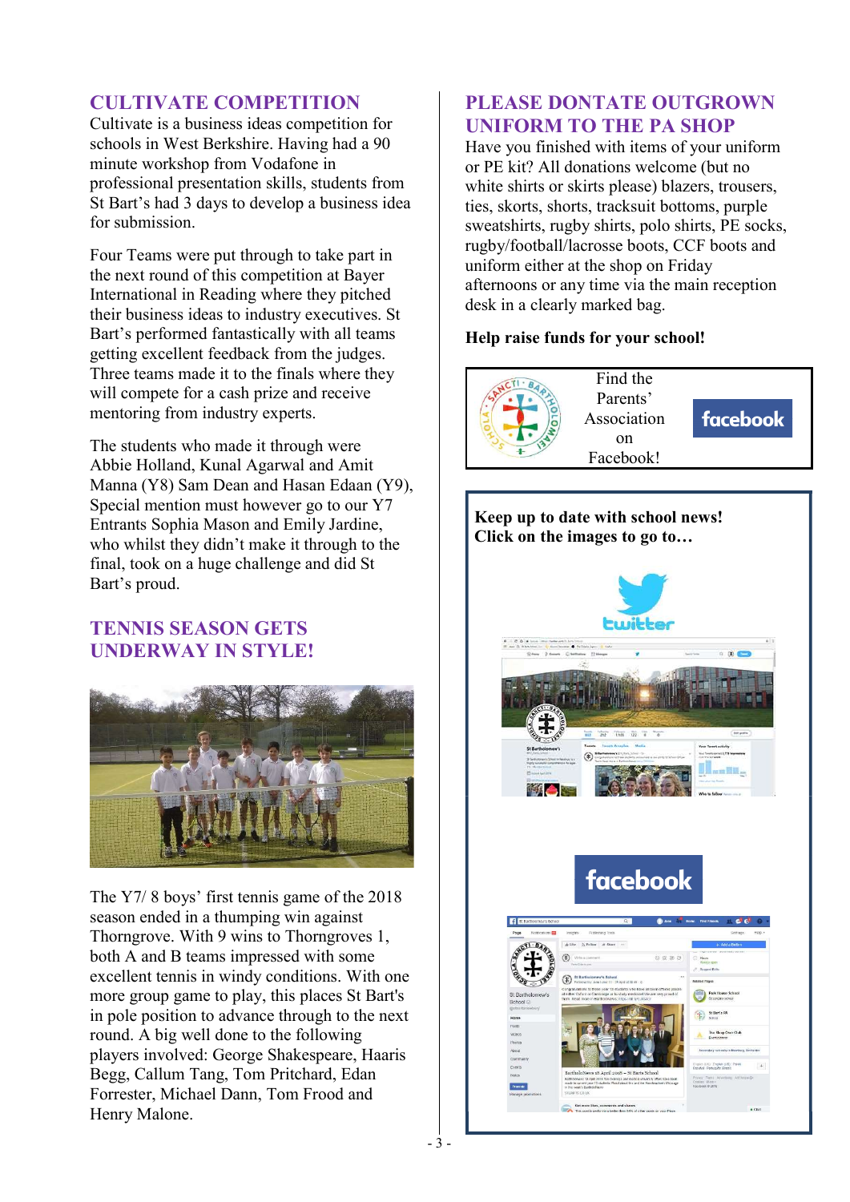## CULTIVATE COMPETITION

Cultivate is a business ideas competition for schools in West Berkshire. Having had a 90 minute workshop from Vodafone in professional presentation skills, students from St Bart's had 3 days to develop a business idea for submission.

Four Teams were put through to take part in the next round of this competition at Bayer International in Reading where they pitched their business ideas to industry executives. St Bart's performed fantastically with all teams getting excellent feedback from the judges. Three teams made it to the finals where they will compete for a cash prize and receive mentoring from industry experts.

The students who made it through were Abbie Holland, Kunal Agarwal and Amit Manna (Y8) Sam Dean and Hasan Edaan (Y9), Special mention must however go to our Y7 Entrants Sophia Mason and Emily Jardine, who whilst they didn't make it through to the final, took on a huge challenge and did St Bart's proud.

## TENNIS SEASON GETS UNDERWAY IN STYLE!

The Y7/ 8 boys' first tennis game of the 2018 season ended in a thumping win against Thorngrove. With 9 wins to Thorngroves 1, both A and B teams impressed with some excellent tennis in windy conditions. With one more group game to play, this places St Bart's in pole position to advance through to the next round. A big well done to the following players involved: George Shakespeare, Haaris Begg, Callum Tang, Tom Pritchard, Edan Forrester, Michael Dann, Tom Frood and Henry Malone.

## PLEASE DONTATE OUTGROWN UNIFORM TO THE PA SHOP

Have you finished with items of your uniform or PE kit? All donations welcome (but no white shirts or skirts please) blazers, trousers, ties, skorts, shorts, tracksuit bottoms, purple sweatshirts, rugby shirts, polo shirts, PE socks, rugby/football/lacrosse boots, CCF boots and uniform either at the shop on Friday afternoons or any time via the main reception desk in a clearly marked bag.

**Help raise funds for your school!**

Find the Parents' Association on Facebook!

**Keep up to date with school news!**
**Click on the images to go to…**